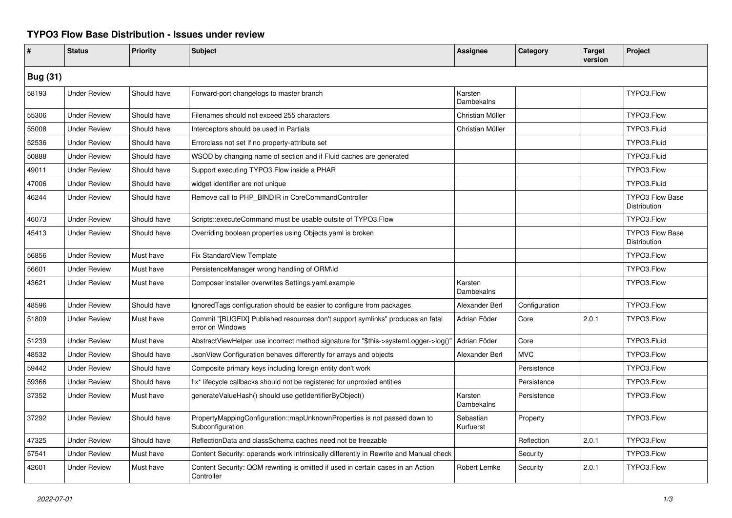# TYPO3 Flow Base Distribution - Issues under review

| # | Status | Priority | Subject | Assignee | Category | Target version | Project |
|---|---|---|---|---|---|---|---|
| **Bug (31)** | | | | | | | |
| 58193 | Under Review | Should have | Forward-port changelogs to master branch | Karsten Dambekalns | | | TYPO3.Flow |
| 55306 | Under Review | Should have | Filenames should not exceed 255 characters | Christian Müller | | | TYPO3.Flow |
| 55008 | Under Review | Should have | Interceptors should be used in Partials | Christian Müller | | | TYPO3.Fluid |
| 52536 | Under Review | Should have | Errorclass not set if no property-attribute set | | | | TYPO3.Fluid |
| 50888 | Under Review | Should have | WSOD by changing name of section and if Fluid caches are generated | | | | TYPO3.Fluid |
| 49011 | Under Review | Should have | Support executing TYPO3.Flow inside a PHAR | | | | TYPO3.Flow |
| 47006 | Under Review | Should have | widget identifier are not unique | | | | TYPO3.Fluid |
| 46244 | Under Review | Should have | Remove call to PHP_BINDIR in CoreCommandController | | | | TYPO3 Flow Base Distribution |
| 46073 | Under Review | Should have | Scripts::executeCommand must be usable outsite of TYPO3.Flow | | | | TYPO3.Flow |
| 45413 | Under Review | Should have | Overriding boolean properties using Objects.yaml is broken | | | | TYPO3 Flow Base Distribution |
| 56856 | Under Review | Must have | Fix StandardView Template | | | | TYPO3.Flow |
| 56601 | Under Review | Must have | PersistenceManager wrong handling of ORM\Id | | | | TYPO3.Flow |
| 43621 | Under Review | Must have | Composer installer overwrites Settings.yaml.example | Karsten Dambekalns | | | TYPO3.Flow |
| 48596 | Under Review | Should have | IgnoredTags configuration should be easier to configure from packages | Alexander Berl | Configuration | | TYPO3.Flow |
| 51809 | Under Review | Must have | Commit "[BUGFIX] Published resources don't support symlinks" produces an fatal error on Windows | Adrian Föder | Core | 2.0.1 | TYPO3.Flow |
| 51239 | Under Review | Must have | AbstractViewHelper use incorrect method signature for "$this->systemLogger->log()" | Adrian Föder | Core | | TYPO3.Fluid |
| 48532 | Under Review | Should have | JsonView Configuration behaves differently for arrays and objects | Alexander Berl | MVC | | TYPO3.Flow |
| 59442 | Under Review | Should have | Composite primary keys including foreign entity don't work | | Persistence | | TYPO3.Flow |
| 59366 | Under Review | Should have | fix* lifecycle callbacks should not be registered for unproxied entities | | Persistence | | TYPO3.Flow |
| 37352 | Under Review | Must have | generateValueHash() should use getIdentifierByObject() | Karsten Dambekalns | Persistence | | TYPO3.Flow |
| 37292 | Under Review | Should have | PropertyMappingConfiguration::mapUnknownProperties is not passed down to Subconfiguration | Sebastian Kurfuerst | Property | | TYPO3.Flow |
| 47325 | Under Review | Should have | ReflectionData and classSchema caches need not be freezable | | Reflection | 2.0.1 | TYPO3.Flow |
| 57541 | Under Review | Must have | Content Security: operands work intrinsically differently in Rewrite and Manual check | | Security | | TYPO3.Flow |
| 42601 | Under Review | Must have | Content Security: QOM rewriting is omitted if used in certain cases in an Action Controller | Robert Lemke | Security | 2.0.1 | TYPO3.Flow |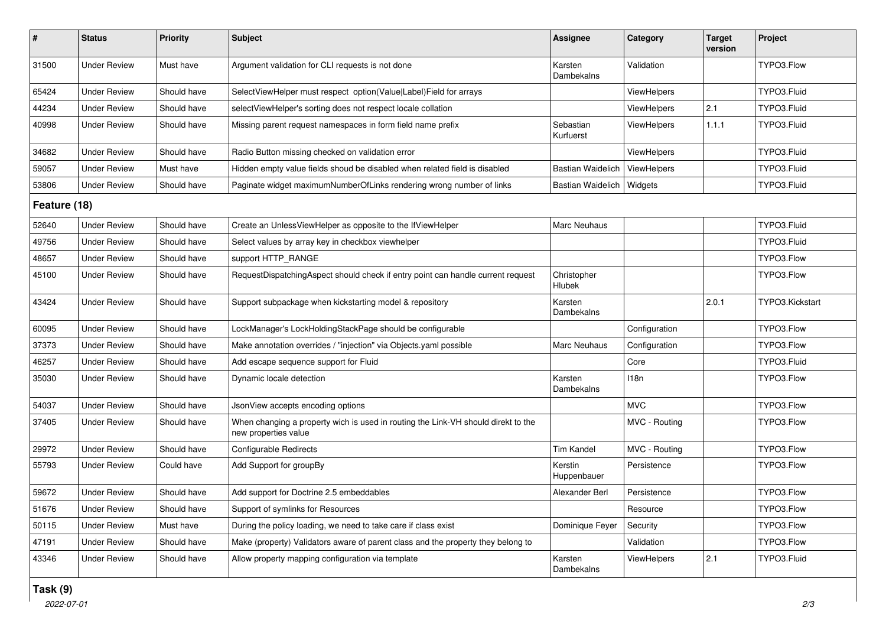| # | Status | Priority | Subject | Assignee | Category | Target version | Project |
|---|---|---|---|---|---|---|---|
| 31500 | Under Review | Must have | Argument validation for CLI requests is not done | Karsten Dambekalns | Validation | | TYPO3.Flow |
| 65424 | Under Review | Should have | SelectViewHelper must respect option(Value\|Label)Field for arrays | | ViewHelpers | | TYPO3.Fluid |
| 44234 | Under Review | Should have | selectViewHelper's sorting does not respect locale collation | | ViewHelpers | 2.1 | TYPO3.Fluid |
| 40998 | Under Review | Should have | Missing parent request namespaces in form field name prefix | Sebastian Kurfuerst | ViewHelpers | 1.1.1 | TYPO3.Fluid |
| 34682 | Under Review | Should have | Radio Button missing checked on validation error | | ViewHelpers | | TYPO3.Fluid |
| 59057 | Under Review | Must have | Hidden empty value fields shoud be disabled when related field is disabled | Bastian Waidelich | ViewHelpers | | TYPO3.Fluid |
| 53806 | Under Review | Should have | Paginate widget maximumNumberOfLinks rendering wrong number of links | Bastian Waidelich | Widgets | | TYPO3.Fluid |
| **Feature (18)** | | | | | | | |
| 52640 | Under Review | Should have | Create an UnlessViewHelper as opposite to the IfViewHelper | Marc Neuhaus | | | TYPO3.Fluid |
| 49756 | Under Review | Should have | Select values by array key in checkbox viewhelper | | | | TYPO3.Fluid |
| 48657 | Under Review | Should have | support HTTP_RANGE | | | | TYPO3.Flow |
| 45100 | Under Review | Should have | RequestDispatchingAspect should check if entry point can handle current request | Christopher Hlubek | | | TYPO3.Flow |
| 43424 | Under Review | Should have | Support subpackage when kickstarting model & repository | Karsten Dambekalns | | 2.0.1 | TYPO3.Kickstart |
| 60095 | Under Review | Should have | LockManager's LockHoldingStackPage should be configurable | | Configuration | | TYPO3.Flow |
| 37373 | Under Review | Should have | Make annotation overrides / "injection" via Objects.yaml possible | Marc Neuhaus | Configuration | | TYPO3.Flow |
| 46257 | Under Review | Should have | Add escape sequence support for Fluid | | Core | | TYPO3.Fluid |
| 35030 | Under Review | Should have | Dynamic locale detection | Karsten Dambekalns | I18n | | TYPO3.Flow |
| 54037 | Under Review | Should have | JsonView accepts encoding options | | MVC | | TYPO3.Flow |
| 37405 | Under Review | Should have | When changing a property wich is used in routing the Link-VH should direkt to the new properties value | | MVC - Routing | | TYPO3.Flow |
| 29972 | Under Review | Should have | Configurable Redirects | Tim Kandel | MVC - Routing | | TYPO3.Flow |
| 55793 | Under Review | Could have | Add Support for groupBy | Kerstin Huppenbauer | Persistence | | TYPO3.Flow |
| 59672 | Under Review | Should have | Add support for Doctrine 2.5 embeddables | Alexander Berl | Persistence | | TYPO3.Flow |
| 51676 | Under Review | Should have | Support of symlinks for Resources | | Resource | | TYPO3.Flow |
| 50115 | Under Review | Must have | During the policy loading, we need to take care if class exist | Dominique Feyer | Security | | TYPO3.Flow |
| 47191 | Under Review | Should have | Make (property) Validators aware of parent class and the property they belong to | | Validation | | TYPO3.Flow |
| 43346 | Under Review | Should have | Allow property mapping configuration via template | Karsten Dambekalns | ViewHelpers | 2.1 | TYPO3.Fluid |

**Task (9)**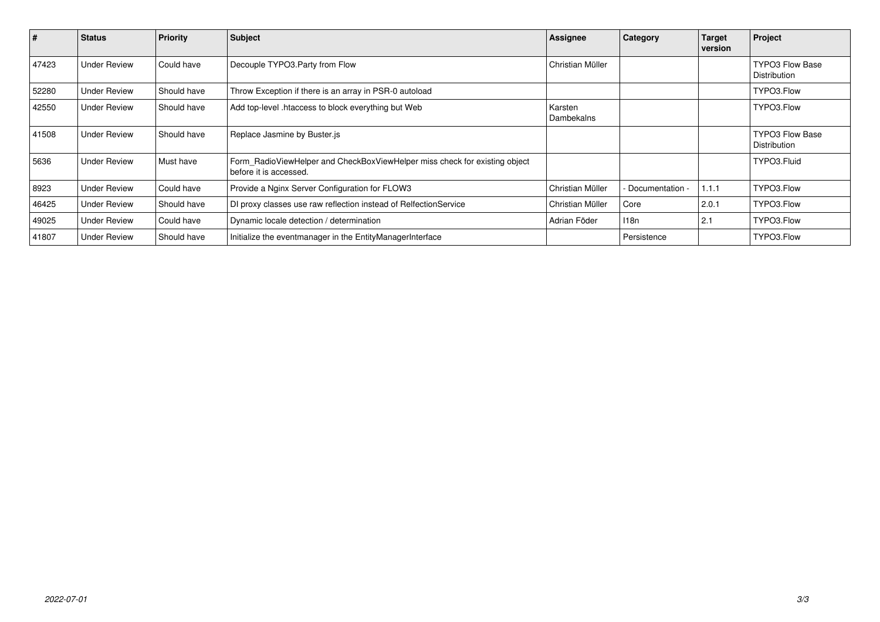| # | Status | Priority | Subject | Assignee | Category | Target version | Project |
|---|---|---|---|---|---|---|---|
| 47423 | Under Review | Could have | Decouple TYPO3.Party from Flow | Christian Müller | | | TYPO3 Flow Base Distribution |
| 52280 | Under Review | Should have | Throw Exception if there is an array in PSR-0 autoload | | | | TYPO3.Flow |
| 42550 | Under Review | Should have | Add top-level .htaccess to block everything but Web | Karsten Dambekalns | | | TYPO3.Flow |
| 41508 | Under Review | Should have | Replace Jasmine by Buster.js | | | | TYPO3 Flow Base Distribution |
| 5636 | Under Review | Must have | Form_RadioViewHelper and CheckBoxViewHelper miss check for existing object before it is accessed. | | | | TYPO3.Fluid |
| 8923 | Under Review | Could have | Provide a Nginx Server Configuration for FLOW3 | Christian Müller | - Documentation - | 1.1.1 | TYPO3.Flow |
| 46425 | Under Review | Should have | DI proxy classes use raw reflection instead of RelfectionService | Christian Müller | Core | 2.0.1 | TYPO3.Flow |
| 49025 | Under Review | Could have | Dynamic locale detection / determination | Adrian Föder | I18n | 2.1 | TYPO3.Flow |
| 41807 | Under Review | Should have | Initialize the eventmanager in the EntityManagerInterface | | Persistence | | TYPO3.Flow |

*2022-07-01*